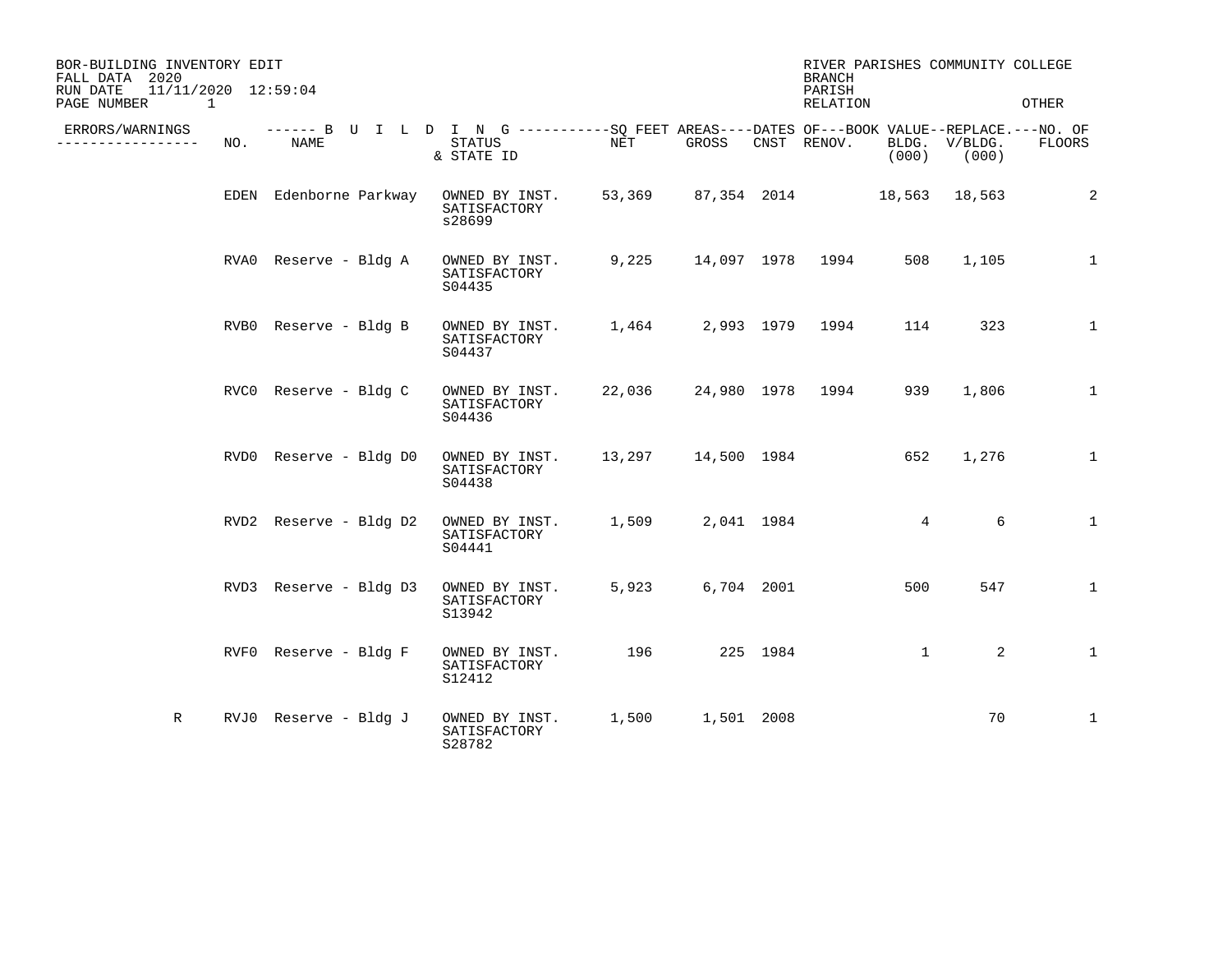BOR-BUILDING INVENTORY EDIT
FALL DATA 2020
RUN DATE 11/11/2020 12:59:04

RIVER PARISHES COMMUNITY COLLEGE
BRANCH
PARISH
RELATION
OTHER

| ERRORS/WARNINGS | NO. | NAME | STATUS & STATE ID | NET | GROSS | CNST | RENOV. | BLDG. (000) | V/BLDG. (000) | NO. OF FLOORS |
|---|---|---|---|---|---|---|---|---|---|---|
| | EDEN | Edenborne Parkway | OWNED BY INST. SATISFACTORY s28699 | 53,369 | 87,354 | 2014 | | 18,563 | 18,563 | 2 |
| | RVA0 | Reserve - Bldg A | OWNED BY INST. SATISFACTORY S04435 | 9,225 | 14,097 | 1978 | 1994 | 508 | 1,105 | 1 |
| | RVB0 | Reserve - Bldg B | OWNED BY INST. SATISFACTORY S04437 | 1,464 | 2,993 | 1979 | 1994 | 114 | 323 | 1 |
| | RVC0 | Reserve - Bldg C | OWNED BY INST. SATISFACTORY S04436 | 22,036 | 24,980 | 1978 | 1994 | 939 | 1,806 | 1 |
| | RVD0 | Reserve - Bldg D0 | OWNED BY INST. SATISFACTORY S04438 | 13,297 | 14,500 | 1984 | | 652 | 1,276 | 1 |
| | RVD2 | Reserve - Bldg D2 | OWNED BY INST. SATISFACTORY S04441 | 1,509 | 2,041 | 1984 | | 4 | 6 | 1 |
| | RVD3 | Reserve - Bldg D3 | OWNED BY INST. SATISFACTORY S13942 | 5,923 | 6,704 | 2001 | | 500 | 547 | 1 |
| | RVF0 | Reserve - Bldg F | OWNED BY INST. SATISFACTORY S12412 | 196 | 225 | 1984 | | 1 | 2 | 1 |
| R | RVJ0 | Reserve - Bldg J | OWNED BY INST. SATISFACTORY S28782 | 1,500 | 1,501 | 2008 | | | 70 | 1 |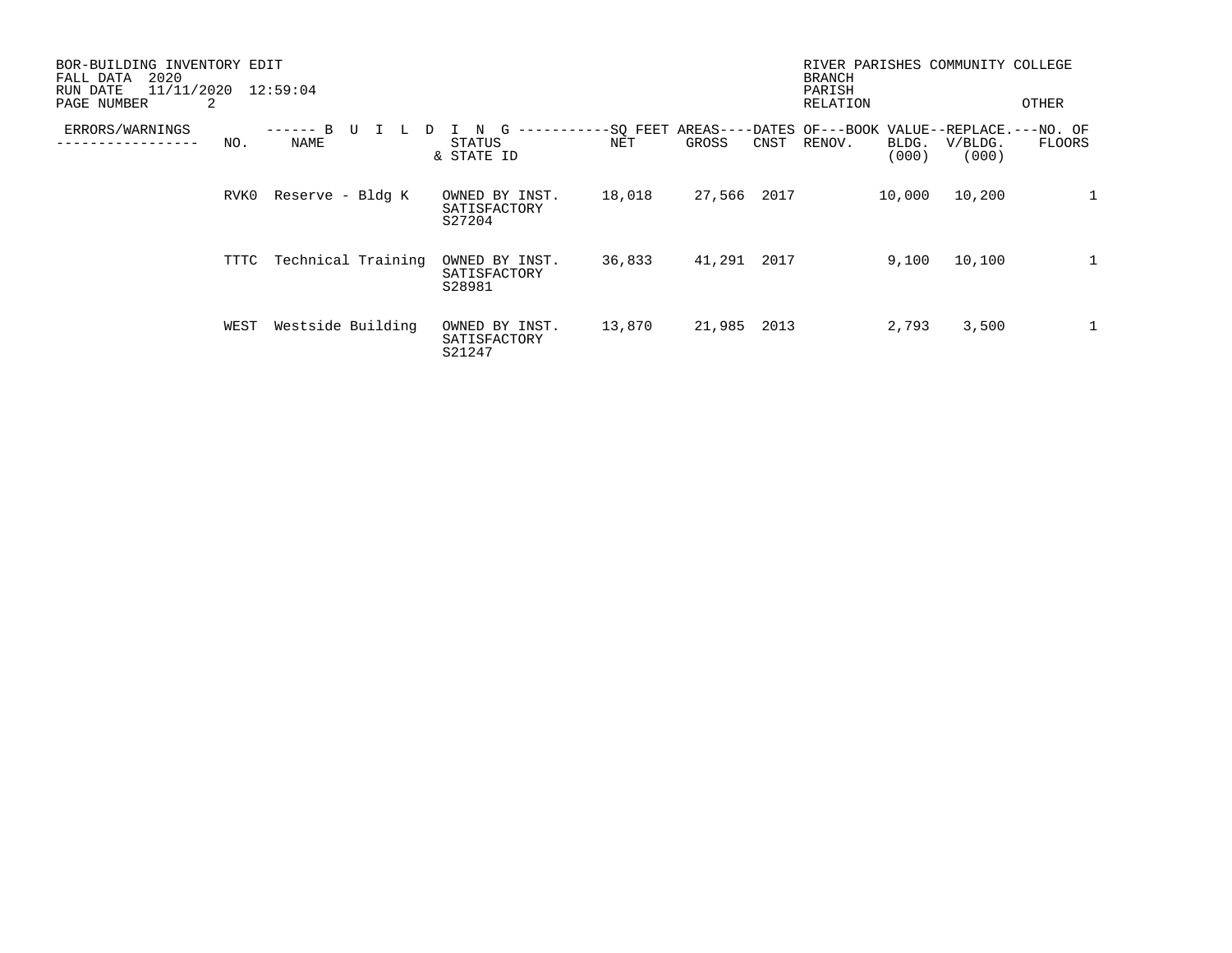BOR-BUILDING INVENTORY EDIT
FALL DATA 2020
RUN DATE 11/11/2020 12:59:04

RIVER PARISHES COMMUNITY COLLEGE
BRANCH
PARISH
RELATION OTHER

| ERRORS/WARNINGS | BUILDING NO. | BUILDING NAME | STATUS & STATE ID | SQ FEET AREAS NET | SQ FEET AREAS GROSS | DATES OF CNST | DATES OF RENOV. | BOOK VALUE BLDG. (000) | REPLACE. V/BLDG. (000) | NO. OF FLOORS |
|---|---|---|---|---|---|---|---|---|---|---|
| | RVK0 | Reserve - Bldg K | OWNED BY INST. SATISFACTORY S27204 | 18,018 | 27,566 | 2017 | | 10,000 | 10,200 | 1 |
| | TTTC | Technical Training | OWNED BY INST. SATISFACTORY S28981 | 36,833 | 41,291 | 2017 | | 9,100 | 10,100 | 1 |
| | WEST | Westside Building | OWNED BY INST. SATISFACTORY S21247 | 13,870 | 21,985 | 2013 | | 2,793 | 3,500 | 1 |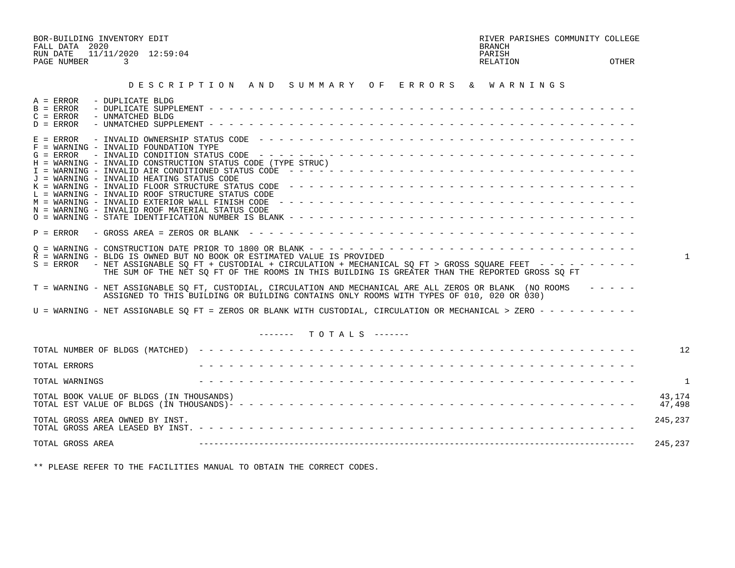BOR-BUILDING INVENTORY EDIT
FALL DATA 2020
RUN DATE 11/11/2020 12:59:04

RIVER PARISHES COMMUNITY COLLEGE
BRANCH
PARISH
RELATION OTHER

## D E S C R I P T I O N A N D S U M M A R Y O F E R R O R S & W A R N I N G S

| | | |
|---|---|---|
| A = ERROR | - DUPLICATE BLDG | |
| B = ERROR | - DUPLICATE SUPPLEMENT | |
| C = ERROR | - UNMATCHED BLDG | |
| D = ERROR | - UNMATCHED SUPPLEMENT | |
| E = ERROR | - INVALID OWNERSHIP STATUS CODE | |
| F = WARNING | - INVALID FOUNDATION TYPE | |
| G = ERROR | - INVALID CONDITION STATUS CODE | |
| H = WARNING | - INVALID CONSTRUCTION STATUS CODE (TYPE STRUC) | |
| I = WARNING | - INVALID AIR CONDITIONED STATUS CODE | |
| J = WARNING | - INVALID HEATING STATUS CODE | |
| K = WARNING | - INVALID FLOOR STRUCTURE STATUS CODE | |
| L = WARNING | - INVALID ROOF STRUCTURE STATUS CODE | |
| M = WARNING | - INVALID EXTERIOR WALL FINISH CODE | |
| N = WARNING | - INVALID ROOF MATERIAL STATUS CODE | |
| O = WARNING | - STATE IDENTIFICATION NUMBER IS BLANK | |
| P = ERROR | - GROSS AREA = ZEROS OR BLANK | |
| Q = WARNING | - CONSTRUCTION DATE PRIOR TO 1800 OR BLANK | |
| R = WARNING | - BLDG IS OWNED BUT NO BOOK OR ESTIMATED VALUE IS PROVIDED | 1 |
| S = ERROR | - NET ASSIGNABLE SQ FT + CUSTODIAL + CIRCULATION + MECHANICAL SQ FT > GROSS SQUARE FEET THE SUM OF THE NET SQ FT OF THE ROOMS IN THIS BUILDING IS GREATER THAN THE REPORTED GROSS SQ FT | |
| T = WARNING | - NET ASSIGNABLE SQ FT, CUSTODIAL, CIRCULATION AND MECHANICAL ARE ALL ZEROS OR BLANK (NO ROOMS ASSIGNED TO THIS BUILDING OR BUILDING CONTAINS ONLY ROOMS WITH TYPES OF 010, 020 OR 030) | |
| U = WARNING | - NET ASSIGNABLE SQ FT = ZEROS OR BLANK WITH CUSTODIAL, CIRCULATION OR MECHANICAL > ZERO | |

## ------- T O T A L S -------

| | |
|---|---|
| TOTAL NUMBER OF BLDGS (MATCHED) | 12 |
| TOTAL ERRORS | |
| TOTAL WARNINGS | 1 |
| TOTAL BOOK VALUE OF BLDGS (IN THOUSANDS) | 43,174 |
| TOTAL EST VALUE OF BLDGS (IN THOUSANDS) | 47,498 |
| TOTAL GROSS AREA OWNED BY INST. | 245,237 |
| TOTAL GROSS AREA LEASED BY INST. | |
| TOTAL GROSS AREA | 245,237 |

** PLEASE REFER TO THE FACILITIES MANUAL TO OBTAIN THE CORRECT CODES.